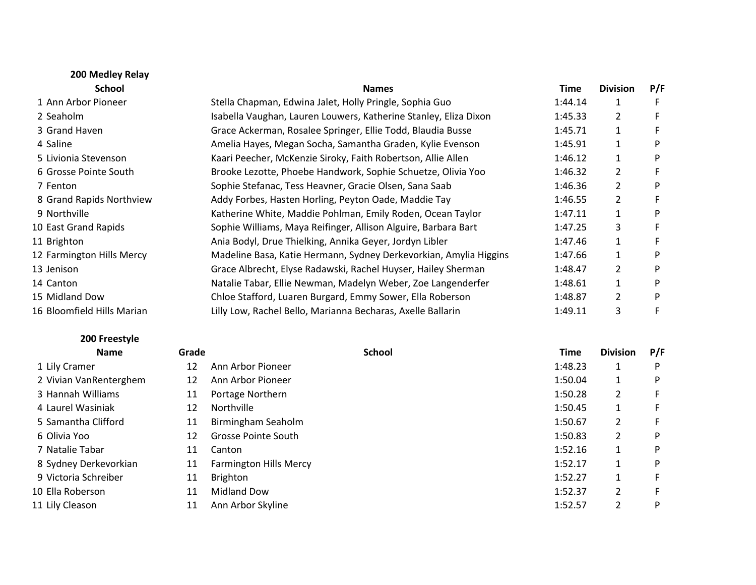### 200 Medley Relay

| | School | Names | Time | Division | P/F |
|---|---|---|---|---|---|
| 1 | Ann Arbor Pioneer | Stella Chapman, Edwina Jalet, Holly Pringle, Sophia Guo | 1:44.14 | 1 | F |
| 2 | Seaholm | Isabella Vaughan, Lauren Louwers, Katherine Stanley, Eliza Dixon | 1:45.33 | 2 | F |
| 3 | Grand Haven | Grace Ackerman, Rosalee Springer, Ellie Todd, Blaudia Busse | 1:45.71 | 1 | F |
| 4 | Saline | Amelia Hayes, Megan Socha, Samantha Graden, Kylie Evenson | 1:45.91 | 1 | P |
| 5 | Livionia Stevenson | Kaari Peecher, McKenzie Siroky, Faith Robertson, Allie Allen | 1:46.12 | 1 | P |
| 6 | Grosse Pointe South | Brooke Lezotte, Phoebe Handwork, Sophie Schuetze, Olivia Yoo | 1:46.32 | 2 | F |
| 7 | Fenton | Sophie Stefanac, Tess Heavner, Gracie Olsen, Sana Saab | 1:46.36 | 2 | P |
| 8 | Grand Rapids Northview | Addy Forbes, Hasten Horling, Peyton Oade, Maddie Tay | 1:46.55 | 2 | F |
| 9 | Northville | Katherine White, Maddie Pohlman, Emily Roden, Ocean Taylor | 1:47.11 | 1 | P |
| 10 | East Grand Rapids | Sophie Williams, Maya Reifinger, Allison Alguire, Barbara Bart | 1:47.25 | 3 | F |
| 11 | Brighton | Ania Bodyl, Drue Thielking, Annika Geyer, Jordyn Libler | 1:47.46 | 1 | F |
| 12 | Farmington Hills Mercy | Madeline Basa, Katie Hermann, Sydney Derkevorkian, Amylia Higgins | 1:47.66 | 1 | P |
| 13 | Jenison | Grace Albrecht, Elyse Radawski, Rachel Huyser, Hailey Sherman | 1:48.47 | 2 | P |
| 14 | Canton | Natalie Tabar, Ellie Newman, Madelyn Weber, Zoe Langenderfer | 1:48.61 | 1 | P |
| 15 | Midland Dow | Chloe Stafford, Luaren Burgard, Emmy Sower, Ella Roberson | 1:48.87 | 2 | P |
| 16 | Bloomfield Hills Marian | Lilly Low, Rachel Bello, Marianna Becharas, Axelle Ballarin | 1:49.11 | 3 | F |

### 200 Freestyle

| | Name | Grade | School | Time | Division | P/F |
|---|---|---|---|---|---|---|
| 1 | Lily Cramer | 12 | Ann Arbor Pioneer | 1:48.23 | 1 | P |
| 2 | Vivian VanRenterghem | 12 | Ann Arbor Pioneer | 1:50.04 | 1 | P |
| 3 | Hannah Williams | 11 | Portage Northern | 1:50.28 | 2 | F |
| 4 | Laurel Wasiniak | 12 | Northville | 1:50.45 | 1 | F |
| 5 | Samantha Clifford | 11 | Birmingham Seaholm | 1:50.67 | 2 | F |
| 6 | Olivia Yoo | 12 | Grosse Pointe South | 1:50.83 | 2 | P |
| 7 | Natalie Tabar | 11 | Canton | 1:52.16 | 1 | P |
| 8 | Sydney Derkevorkian | 11 | Farmington Hills Mercy | 1:52.17 | 1 | P |
| 9 | Victoria Schreiber | 11 | Brighton | 1:52.27 | 1 | F |
| 10 | Ella Roberson | 11 | Midland Dow | 1:52.37 | 2 | F |
| 11 | Lily Cleason | 11 | Ann Arbor Skyline | 1:52.57 | 2 | P |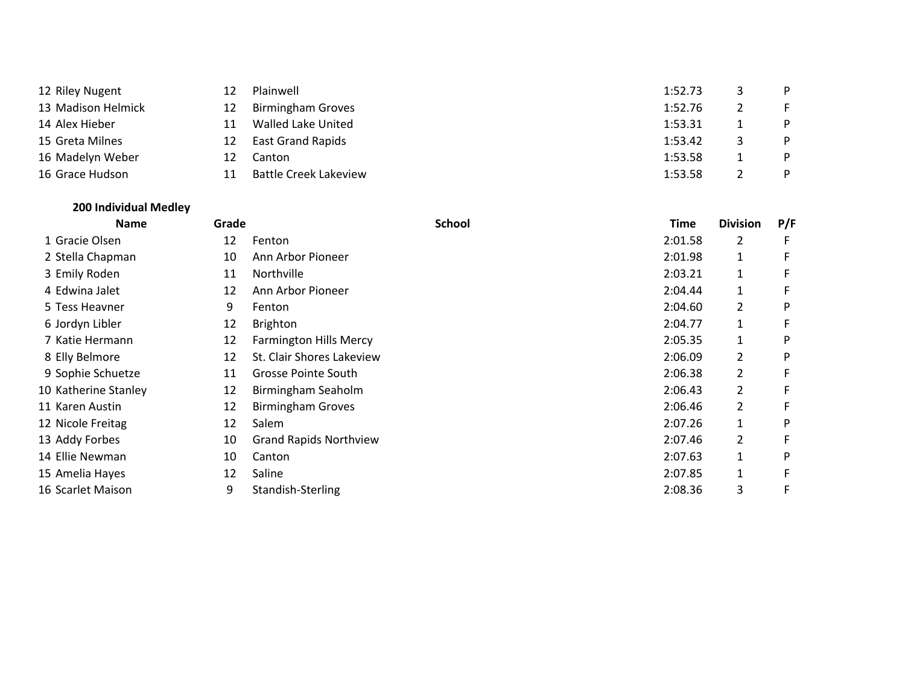| | Name | Grade | School | Time | Division | P/F |
|---|---|---|---|---|---|---|
| 12 | Riley Nugent | 12 | Plainwell | 1:52.73 | 3 | P |
| 13 | Madison Helmick | 12 | Birmingham Groves | 1:52.76 | 2 | F |
| 14 | Alex Hieber | 11 | Walled Lake United | 1:53.31 | 1 | P |
| 15 | Greta Milnes | 12 | East Grand Rapids | 1:53.42 | 3 | P |
| 16 | Madelyn Weber | 12 | Canton | 1:53.58 | 1 | P |
| 16 | Grace Hudson | 11 | Battle Creek Lakeview | 1:53.58 | 2 | P |

**200 Individual Medley**

| | Name | Grade | School | Time | Division | P/F |
|---|---|---|---|---|---|---|
| 1 | Gracie Olsen | 12 | Fenton | 2:01.58 | 2 | F |
| 2 | Stella Chapman | 10 | Ann Arbor Pioneer | 2:01.98 | 1 | F |
| 3 | Emily Roden | 11 | Northville | 2:03.21 | 1 | F |
| 4 | Edwina Jalet | 12 | Ann Arbor Pioneer | 2:04.44 | 1 | F |
| 5 | Tess Heavner | 9 | Fenton | 2:04.60 | 2 | P |
| 6 | Jordyn Libler | 12 | Brighton | 2:04.77 | 1 | F |
| 7 | Katie Hermann | 12 | Farmington Hills Mercy | 2:05.35 | 1 | P |
| 8 | Elly Belmore | 12 | St. Clair Shores Lakeview | 2:06.09 | 2 | P |
| 9 | Sophie Schuetze | 11 | Grosse Pointe South | 2:06.38 | 2 | F |
| 10 | Katherine Stanley | 12 | Birmingham Seaholm | 2:06.43 | 2 | F |
| 11 | Karen Austin | 12 | Birmingham Groves | 2:06.46 | 2 | F |
| 12 | Nicole Freitag | 12 | Salem | 2:07.26 | 1 | P |
| 13 | Addy Forbes | 10 | Grand Rapids Northview | 2:07.46 | 2 | F |
| 14 | Ellie Newman | 10 | Canton | 2:07.63 | 1 | P |
| 15 | Amelia Hayes | 12 | Saline | 2:07.85 | 1 | F |
| 16 | Scarlet Maison | 9 | Standish-Sterling | 2:08.36 | 3 | F |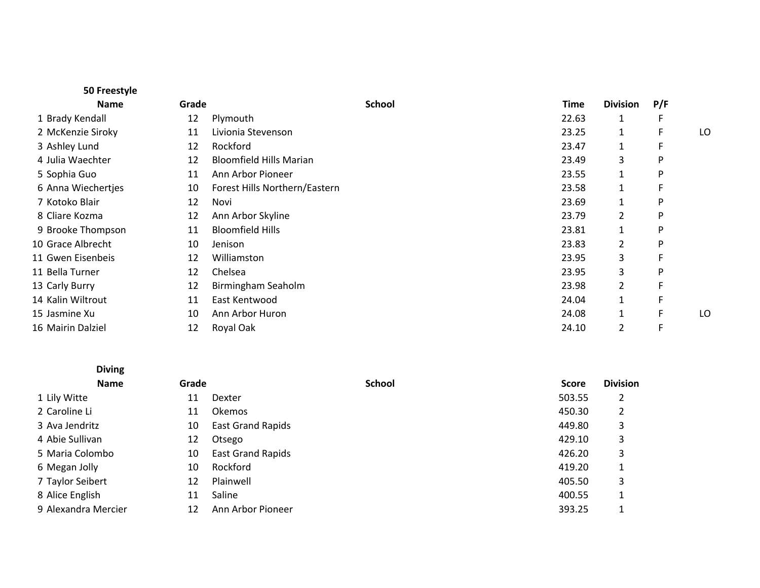### 50 Freestyle

| | Name | Grade | School | Time | Division | P/F | |
|---|---|---|---|---|---|---|---|
| 1 | Brady Kendall | 12 | Plymouth | 22.63 | 1 | F | |
| 2 | McKenzie Siroky | 11 | Livionia Stevenson | 23.25 | 1 | F | LO |
| 3 | Ashley Lund | 12 | Rockford | 23.47 | 1 | F | |
| 4 | Julia Waechter | 12 | Bloomfield Hills Marian | 23.49 | 3 | P | |
| 5 | Sophia Guo | 11 | Ann Arbor Pioneer | 23.55 | 1 | P | |
| 6 | Anna Wiechertjes | 10 | Forest Hills Northern/Eastern | 23.58 | 1 | F | |
| 7 | Kotoko Blair | 12 | Novi | 23.69 | 1 | P | |
| 8 | Cliare Kozma | 12 | Ann Arbor Skyline | 23.79 | 2 | P | |
| 9 | Brooke Thompson | 11 | Bloomfield Hills | 23.81 | 1 | P | |
| 10 | Grace Albrecht | 10 | Jenison | 23.83 | 2 | P | |
| 11 | Gwen Eisenbeis | 12 | Williamston | 23.95 | 3 | F | |
| 11 | Bella Turner | 12 | Chelsea | 23.95 | 3 | P | |
| 13 | Carly Burry | 12 | Birmingham Seaholm | 23.98 | 2 | F | |
| 14 | Kalin Wiltrout | 11 | East Kentwood | 24.04 | 1 | F | |
| 15 | Jasmine Xu | 10 | Ann Arbor Huron | 24.08 | 1 | F | LO |
| 16 | Mairin Dalziel | 12 | Royal Oak | 24.10 | 2 | F | |

### Diving

| | Name | Grade | School | Score | Division |
|---|---|---|---|---|---|
| 1 | Lily Witte | 11 | Dexter | 503.55 | 2 |
| 2 | Caroline Li | 11 | Okemos | 450.30 | 2 |
| 3 | Ava Jendritz | 10 | East Grand Rapids | 449.80 | 3 |
| 4 | Abie Sullivan | 12 | Otsego | 429.10 | 3 |
| 5 | Maria Colombo | 10 | East Grand Rapids | 426.20 | 3 |
| 6 | Megan Jolly | 10 | Rockford | 419.20 | 1 |
| 7 | Taylor Seibert | 12 | Plainwell | 405.50 | 3 |
| 8 | Alice English | 11 | Saline | 400.55 | 1 |
| 9 | Alexandra Mercier | 12 | Ann Arbor Pioneer | 393.25 | 1 |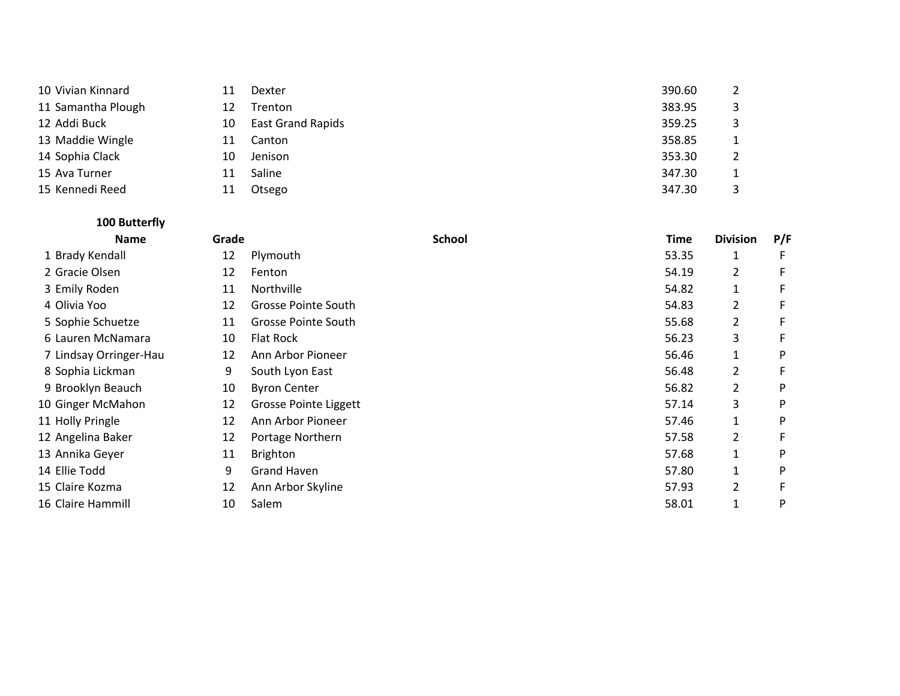| | Name | Grade | School | Score | Division | |
|---|---|---|---|---|---|---|
| 10 | Vivian Kinnard | 11 | Dexter | 390.60 | 2 | |
| 11 | Samantha Plough | 12 | Trenton | 383.95 | 3 | |
| 12 | Addi Buck | 10 | East Grand Rapids | 359.25 | 3 | |
| 13 | Maddie Wingle | 11 | Canton | 358.85 | 1 | |
| 14 | Sophia Clack | 10 | Jenison | 353.30 | 2 | |
| 15 | Ava Turner | 11 | Saline | 347.30 | 1 | |
| 15 | Kennedi Reed | 11 | Otsego | 347.30 | 3 | |

**100 Butterfly**

| | Name | Grade | School | Time | Division | P/F |
|---|---|---|---|---|---|---|
| 1 | Brady Kendall | 12 | Plymouth | 53.35 | 1 | F |
| 2 | Gracie Olsen | 12 | Fenton | 54.19 | 2 | F |
| 3 | Emily Roden | 11 | Northville | 54.82 | 1 | F |
| 4 | Olivia Yoo | 12 | Grosse Pointe South | 54.83 | 2 | F |
| 5 | Sophie Schuetze | 11 | Grosse Pointe South | 55.68 | 2 | F |
| 6 | Lauren McNamara | 10 | Flat Rock | 56.23 | 3 | F |
| 7 | Lindsay Orringer-Hau | 12 | Ann Arbor Pioneer | 56.46 | 1 | P |
| 8 | Sophia Lickman | 9 | South Lyon East | 56.48 | 2 | F |
| 9 | Brooklyn Beauch | 10 | Byron Center | 56.82 | 2 | P |
| 10 | Ginger McMahon | 12 | Grosse Pointe Liggett | 57.14 | 3 | P |
| 11 | Holly Pringle | 12 | Ann Arbor Pioneer | 57.46 | 1 | P |
| 12 | Angelina Baker | 12 | Portage Northern | 57.58 | 2 | F |
| 13 | Annika Geyer | 11 | Brighton | 57.68 | 1 | P |
| 14 | Ellie Todd | 9 | Grand Haven | 57.80 | 1 | P |
| 15 | Claire Kozma | 12 | Ann Arbor Skyline | 57.93 | 2 | F |
| 16 | Claire Hammill | 10 | Salem | 58.01 | 1 | P |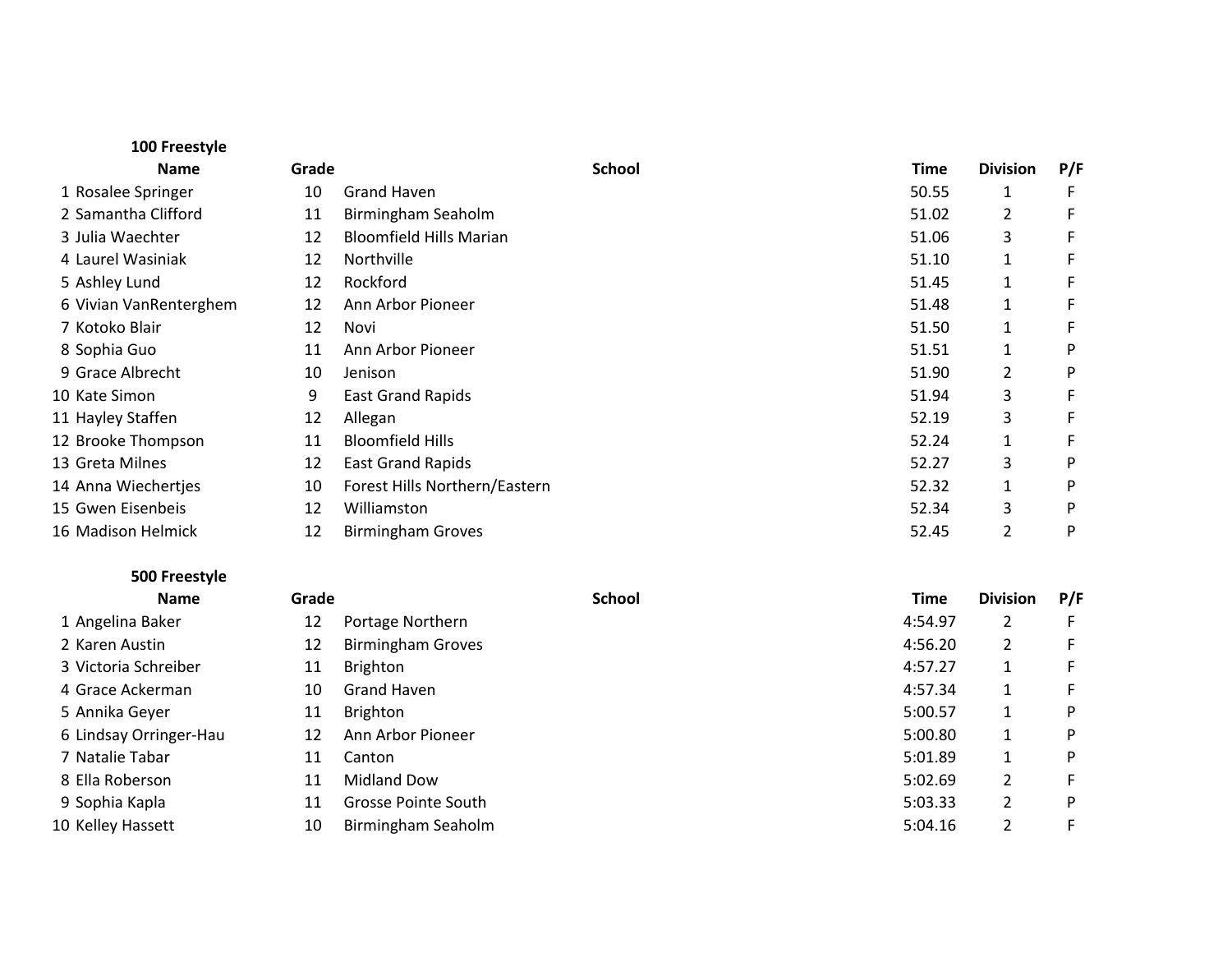**100 Freestyle**

| | Name | Grade | School | Time | Division | P/F |
|---|---|---|---|---|---|---|
| 1 | Rosalee Springer | 10 | Grand Haven | 50.55 | 1 | F |
| 2 | Samantha Clifford | 11 | Birmingham Seaholm | 51.02 | 2 | F |
| 3 | Julia Waechter | 12 | Bloomfield Hills Marian | 51.06 | 3 | F |
| 4 | Laurel Wasiniak | 12 | Northville | 51.10 | 1 | F |
| 5 | Ashley Lund | 12 | Rockford | 51.45 | 1 | F |
| 6 | Vivian VanRenterghem | 12 | Ann Arbor Pioneer | 51.48 | 1 | F |
| 7 | Kotoko Blair | 12 | Novi | 51.50 | 1 | F |
| 8 | Sophia Guo | 11 | Ann Arbor Pioneer | 51.51 | 1 | P |
| 9 | Grace Albrecht | 10 | Jenison | 51.90 | 2 | P |
| 10 | Kate Simon | 9 | East Grand Rapids | 51.94 | 3 | F |
| 11 | Hayley Staffen | 12 | Allegan | 52.19 | 3 | F |
| 12 | Brooke Thompson | 11 | Bloomfield Hills | 52.24 | 1 | F |
| 13 | Greta Milnes | 12 | East Grand Rapids | 52.27 | 3 | P |
| 14 | Anna Wiechertjes | 10 | Forest Hills Northern/Eastern | 52.32 | 1 | P |
| 15 | Gwen Eisenbeis | 12 | Williamston | 52.34 | 3 | P |
| 16 | Madison Helmick | 12 | Birmingham Groves | 52.45 | 2 | P |

**500 Freestyle**

| | Name | Grade | School | Time | Division | P/F |
|---|---|---|---|---|---|---|
| 1 | Angelina Baker | 12 | Portage Northern | 4:54.97 | 2 | F |
| 2 | Karen Austin | 12 | Birmingham Groves | 4:56.20 | 2 | F |
| 3 | Victoria Schreiber | 11 | Brighton | 4:57.27 | 1 | F |
| 4 | Grace Ackerman | 10 | Grand Haven | 4:57.34 | 1 | F |
| 5 | Annika Geyer | 11 | Brighton | 5:00.57 | 1 | P |
| 6 | Lindsay Orringer-Hau | 12 | Ann Arbor Pioneer | 5:00.80 | 1 | P |
| 7 | Natalie Tabar | 11 | Canton | 5:01.89 | 1 | P |
| 8 | Ella Roberson | 11 | Midland Dow | 5:02.69 | 2 | F |
| 9 | Sophia Kapla | 11 | Grosse Pointe South | 5:03.33 | 2 | P |
| 10 | Kelley Hassett | 10 | Birmingham Seaholm | 5:04.16 | 2 | F |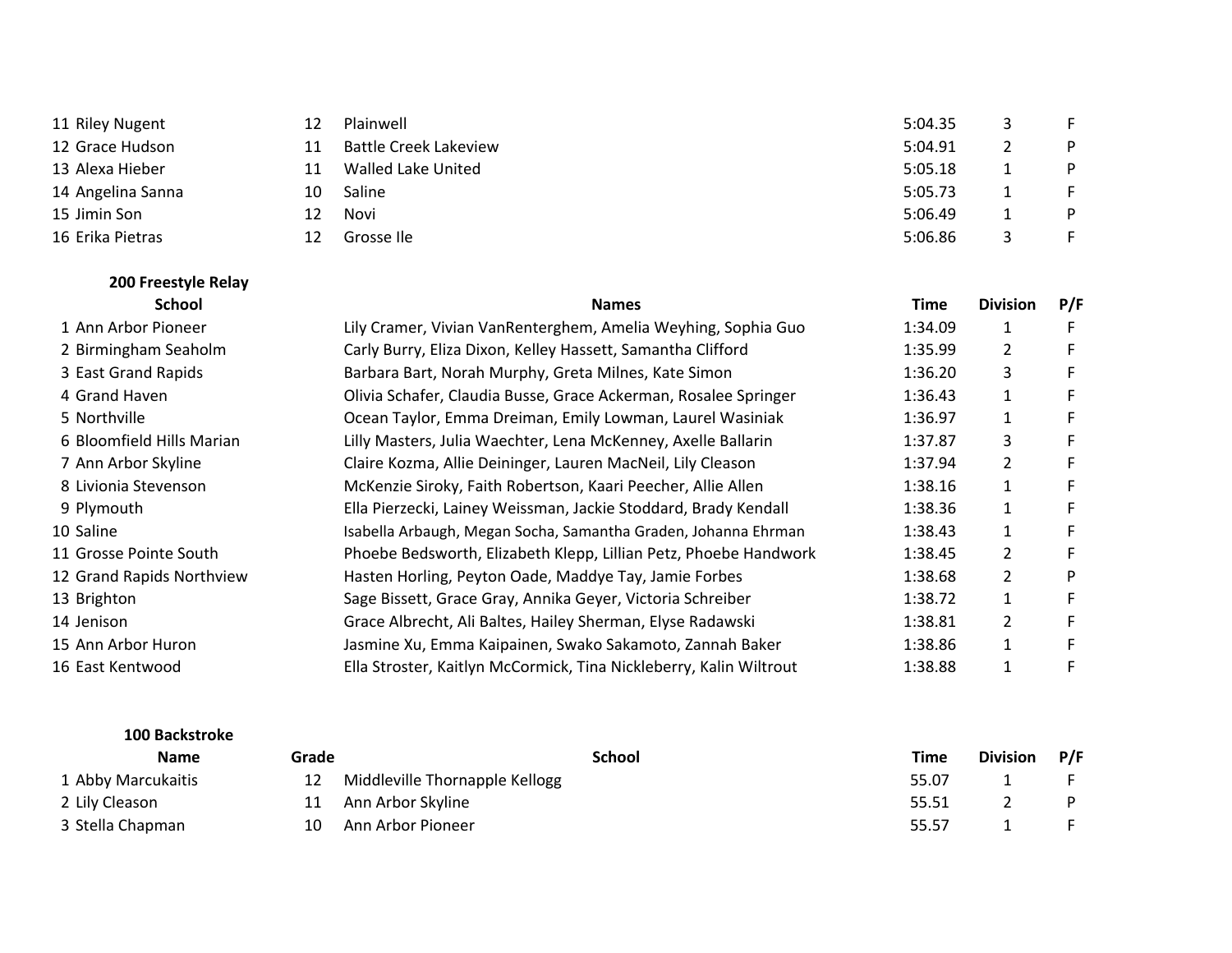| | Name | Grade | School | Time | Division | P/F |
|---|---|---|---|---|---|---|
| 11 | Riley Nugent | 12 | Plainwell | 5:04.35 | 3 | F |
| 12 | Grace Hudson | 11 | Battle Creek Lakeview | 5:04.91 | 2 | P |
| 13 | Alexa Hieber | 11 | Walled Lake United | 5:05.18 | 1 | P |
| 14 | Angelina Sanna | 10 | Saline | 5:05.73 | 1 | F |
| 15 | Jimin Son | 12 | Novi | 5:06.49 | 1 | P |
| 16 | Erika Pietras | 12 | Grosse Ile | 5:06.86 | 3 | F |

**200 Freestyle Relay**

| | School | Names | Time | Division | P/F |
|---|---|---|---|---|---|
| 1 | Ann Arbor Pioneer | Lily Cramer, Vivian VanRenterghem, Amelia Weyhing, Sophia Guo | 1:34.09 | 1 | F |
| 2 | Birmingham Seaholm | Carly Burry, Eliza Dixon, Kelley Hassett, Samantha Clifford | 1:35.99 | 2 | F |
| 3 | East Grand Rapids | Barbara Bart, Norah Murphy, Greta Milnes, Kate Simon | 1:36.20 | 3 | F |
| 4 | Grand Haven | Olivia Schafer, Claudia Busse, Grace Ackerman, Rosalee Springer | 1:36.43 | 1 | F |
| 5 | Northville | Ocean Taylor, Emma Dreiman, Emily Lowman, Laurel Wasiniak | 1:36.97 | 1 | F |
| 6 | Bloomfield Hills Marian | Lilly Masters, Julia Waechter, Lena McKenney, Axelle Ballarin | 1:37.87 | 3 | F |
| 7 | Ann Arbor Skyline | Claire Kozma, Allie Deininger, Lauren MacNeil, Lily Cleason | 1:37.94 | 2 | F |
| 8 | Livionia Stevenson | McKenzie Siroky, Faith Robertson, Kaari Peecher, Allie Allen | 1:38.16 | 1 | F |
| 9 | Plymouth | Ella Pierzecki, Lainey Weissman, Jackie Stoddard, Brady Kendall | 1:38.36 | 1 | F |
| 10 | Saline | Isabella Arbaugh, Megan Socha, Samantha Graden, Johanna Ehrman | 1:38.43 | 1 | F |
| 11 | Grosse Pointe South | Phoebe Bedsworth, Elizabeth Klepp, Lillian Petz, Phoebe Handwork | 1:38.45 | 2 | F |
| 12 | Grand Rapids Northview | Hasten Horling, Peyton Oade, Maddye Tay, Jamie Forbes | 1:38.68 | 2 | P |
| 13 | Brighton | Sage Bissett, Grace Gray, Annika Geyer, Victoria Schreiber | 1:38.72 | 1 | F |
| 14 | Jenison | Grace Albrecht, Ali Baltes, Hailey Sherman, Elyse Radawski | 1:38.81 | 2 | F |
| 15 | Ann Arbor Huron | Jasmine Xu, Emma Kaipainen, Swako Sakamoto, Zannah Baker | 1:38.86 | 1 | F |
| 16 | East Kentwood | Ella Stroster, Kaitlyn McCormick, Tina Nickleberry, Kalin Wiltrout | 1:38.88 | 1 | F |

**100 Backstroke**

| | Name | Grade | School | Time | Division | P/F |
|---|---|---|---|---|---|---|
| 1 | Abby Marcukaitis | 12 | Middleville Thornapple Kellogg | 55.07 | 1 | F |
| 2 | Lily Cleason | 11 | Ann Arbor Skyline | 55.51 | 2 | P |
| 3 | Stella Chapman | 10 | Ann Arbor Pioneer | 55.57 | 1 | F |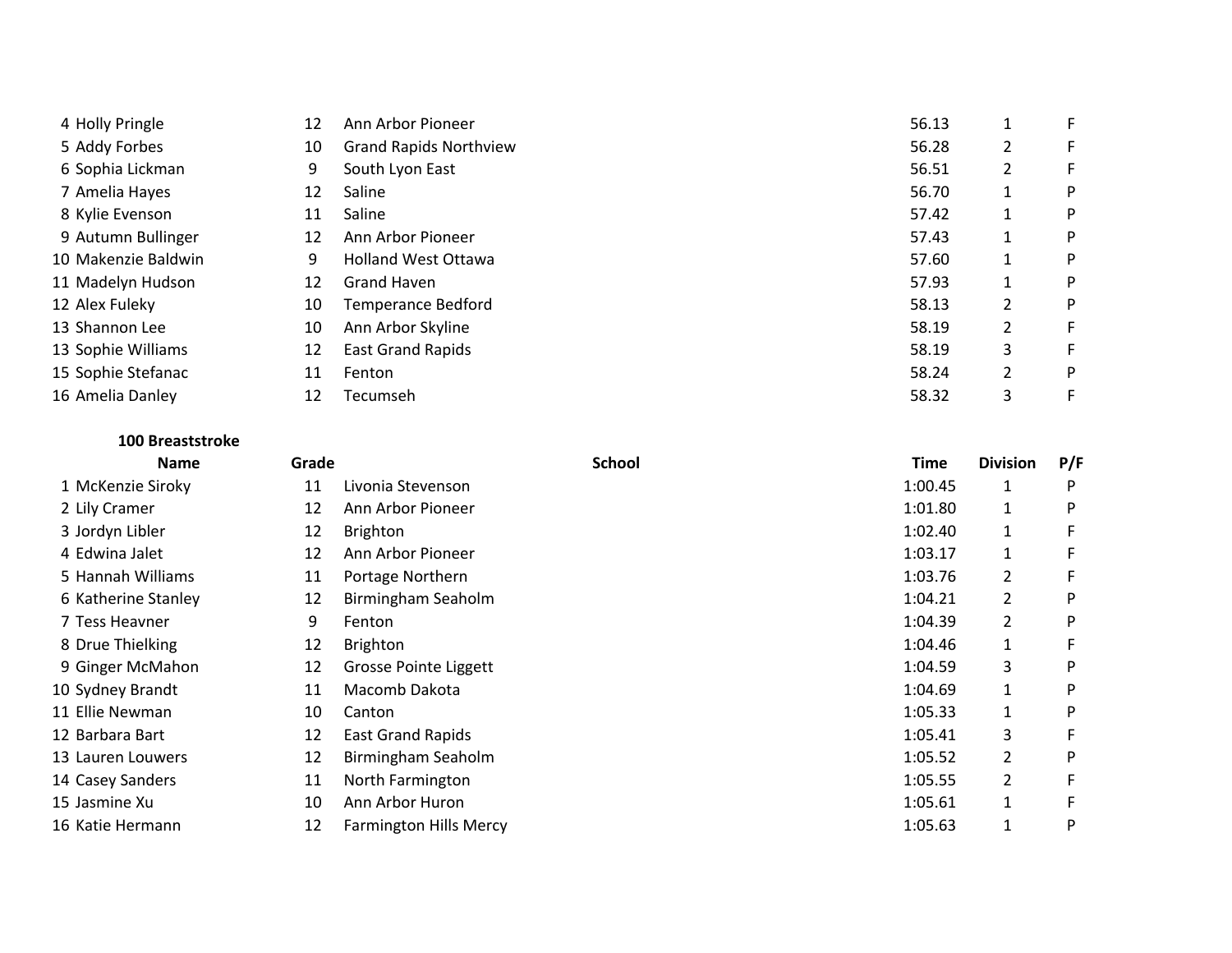| | Name | Grade | School | Time | Division | P/F |
|---|---|---|---|---|---|---|
| 4 | Holly Pringle | 12 | Ann Arbor Pioneer | 56.13 | 1 | F |
| 5 | Addy Forbes | 10 | Grand Rapids Northview | 56.28 | 2 | F |
| 6 | Sophia Lickman | 9 | South Lyon East | 56.51 | 2 | F |
| 7 | Amelia Hayes | 12 | Saline | 56.70 | 1 | P |
| 8 | Kylie Evenson | 11 | Saline | 57.42 | 1 | P |
| 9 | Autumn Bullinger | 12 | Ann Arbor Pioneer | 57.43 | 1 | P |
| 10 | Makenzie Baldwin | 9 | Holland West Ottawa | 57.60 | 1 | P |
| 11 | Madelyn Hudson | 12 | Grand Haven | 57.93 | 1 | P |
| 12 | Alex Fuleky | 10 | Temperance Bedford | 58.13 | 2 | P |
| 13 | Shannon Lee | 10 | Ann Arbor Skyline | 58.19 | 2 | F |
| 13 | Sophie Williams | 12 | East Grand Rapids | 58.19 | 3 | F |
| 15 | Sophie Stefanac | 11 | Fenton | 58.24 | 2 | P |
| 16 | Amelia Danley | 12 | Tecumseh | 58.32 | 3 | F |

**100 Breaststroke**

| | Name | Grade | School | Time | Division | P/F |
|---|---|---|---|---|---|---|
| 1 | McKenzie Siroky | 11 | Livonia Stevenson | 1:00.45 | 1 | P |
| 2 | Lily Cramer | 12 | Ann Arbor Pioneer | 1:01.80 | 1 | P |
| 3 | Jordyn Libler | 12 | Brighton | 1:02.40 | 1 | F |
| 4 | Edwina Jalet | 12 | Ann Arbor Pioneer | 1:03.17 | 1 | F |
| 5 | Hannah Williams | 11 | Portage Northern | 1:03.76 | 2 | F |
| 6 | Katherine Stanley | 12 | Birmingham Seaholm | 1:04.21 | 2 | P |
| 7 | Tess Heavner | 9 | Fenton | 1:04.39 | 2 | P |
| 8 | Drue Thielking | 12 | Brighton | 1:04.46 | 1 | F |
| 9 | Ginger McMahon | 12 | Grosse Pointe Liggett | 1:04.59 | 3 | P |
| 10 | Sydney Brandt | 11 | Macomb Dakota | 1:04.69 | 1 | P |
| 11 | Ellie Newman | 10 | Canton | 1:05.33 | 1 | P |
| 12 | Barbara Bart | 12 | East Grand Rapids | 1:05.41 | 3 | F |
| 13 | Lauren Louwers | 12 | Birmingham Seaholm | 1:05.52 | 2 | P |
| 14 | Casey Sanders | 11 | North Farmington | 1:05.55 | 2 | F |
| 15 | Jasmine Xu | 10 | Ann Arbor Huron | 1:05.61 | 1 | F |
| 16 | Katie Hermann | 12 | Farmington Hills Mercy | 1:05.63 | 1 | P |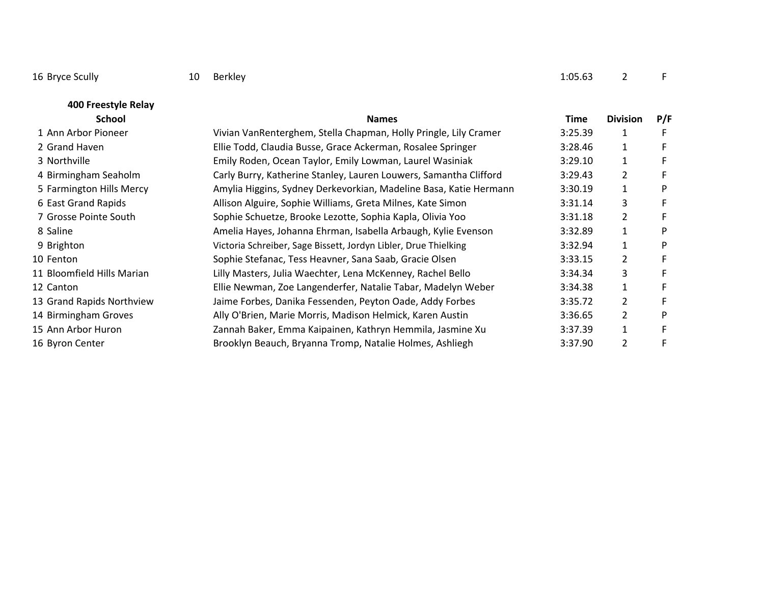| | | | | | | |
|---|---|---|---|---|---|---|
| 16 | Bryce Scully | 10 | Berkley | 1:05.63 | 2 | F |

### 400 Freestyle Relay

| | School | Names | Time | Division | P/F |
|---|---|---|---|---|---|
| 1 | Ann Arbor Pioneer | Vivian VanRenterghem, Stella Chapman, Holly Pringle, Lily Cramer | 3:25.39 | 1 | F |
| 2 | Grand Haven | Ellie Todd, Claudia Busse, Grace Ackerman, Rosalee Springer | 3:28.46 | 1 | F |
| 3 | Northville | Emily Roden, Ocean Taylor, Emily Lowman, Laurel Wasiniak | 3:29.10 | 1 | F |
| 4 | Birmingham Seaholm | Carly Burry, Katherine Stanley, Lauren Louwers, Samantha Clifford | 3:29.43 | 2 | F |
| 5 | Farmington Hills Mercy | Amylia Higgins, Sydney Derkevorkian, Madeline Basa, Katie Hermann | 3:30.19 | 1 | P |
| 6 | East Grand Rapids | Allison Alguire, Sophie Williams, Greta Milnes, Kate Simon | 3:31.14 | 3 | F |
| 7 | Grosse Pointe South | Sophie Schuetze, Brooke Lezotte, Sophia Kapla, Olivia Yoo | 3:31.18 | 2 | F |
| 8 | Saline | Amelia Hayes, Johanna Ehrman, Isabella Arbaugh, Kylie Evenson | 3:32.89 | 1 | P |
| 9 | Brighton | Victoria Schreiber, Sage Bissett, Jordyn Libler, Drue Thielking | 3:32.94 | 1 | P |
| 10 | Fenton | Sophie Stefanac, Tess Heavner, Sana Saab, Gracie Olsen | 3:33.15 | 2 | F |
| 11 | Bloomfield Hills Marian | Lilly Masters, Julia Waechter, Lena McKenney, Rachel Bello | 3:34.34 | 3 | F |
| 12 | Canton | Ellie Newman, Zoe Langenderfer, Natalie Tabar, Madelyn Weber | 3:34.38 | 1 | F |
| 13 | Grand Rapids Northview | Jaime Forbes, Danika Fessenden, Peyton Oade, Addy Forbes | 3:35.72 | 2 | F |
| 14 | Birmingham Groves | Ally O'Brien, Marie Morris, Madison Helmick, Karen Austin | 3:36.65 | 2 | P |
| 15 | Ann Arbor Huron | Zannah Baker, Emma Kaipainen, Kathryn Hemmila, Jasmine Xu | 3:37.39 | 1 | F |
| 16 | Byron Center | Brooklyn Beauch, Bryanna Tromp, Natalie Holmes, Ashliegh | 3:37.90 | 2 | F |